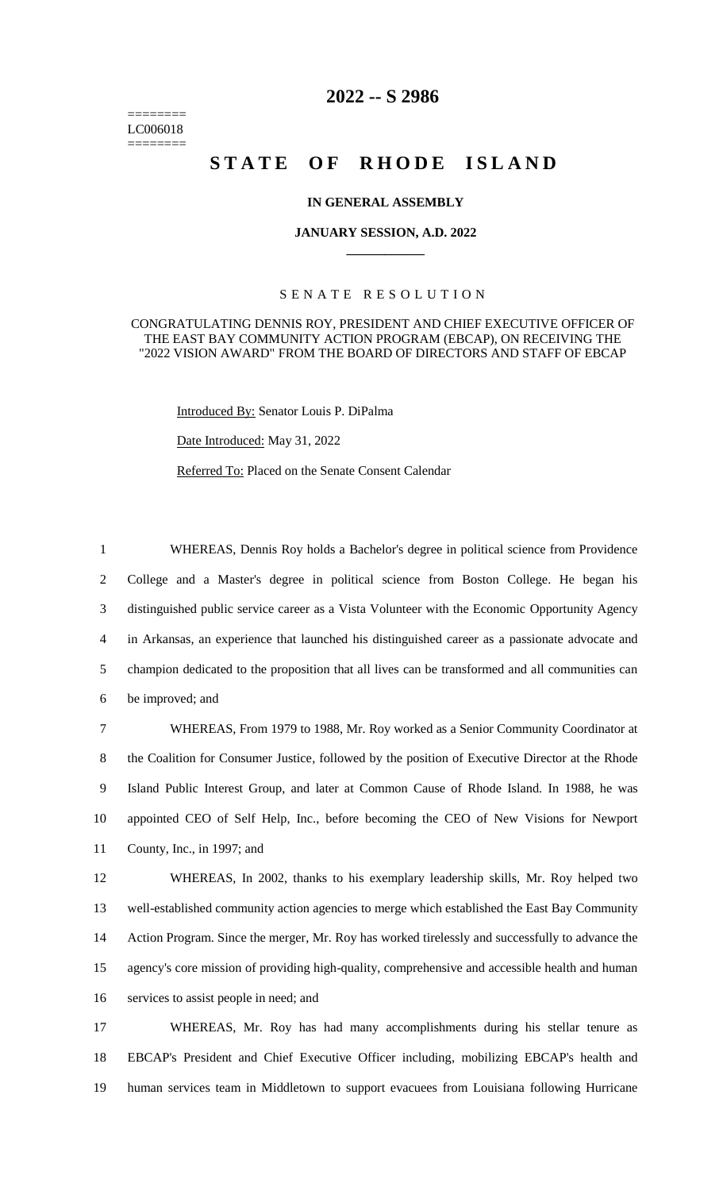========
LC006018
========

# 2022 -- S 2986

# STATE OF RHODE ISLAND

**IN GENERAL ASSEMBLY**

**JANUARY SESSION, A.D. 2022**

SENATE RESOLUTION

CONGRATULATING DENNIS ROY, PRESIDENT AND CHIEF EXECUTIVE OFFICER OF THE EAST BAY COMMUNITY ACTION PROGRAM (EBCAP), ON RECEIVING THE "2022 VISION AWARD" FROM THE BOARD OF DIRECTORS AND STAFF OF EBCAP

Introduced By: Senator Louis P. DiPalma

Date Introduced: May 31, 2022

Referred To: Placed on the Senate Consent Calendar

1 WHEREAS, Dennis Roy holds a Bachelor's degree in political science from Providence
2 College and a Master's degree in political science from Boston College. He began his
3 distinguished public service career as a Vista Volunteer with the Economic Opportunity Agency
4 in Arkansas, an experience that launched his distinguished career as a passionate advocate and
5 champion dedicated to the proposition that all lives can be transformed and all communities can
6 be improved; and

7 WHEREAS, From 1979 to 1988, Mr. Roy worked as a Senior Community Coordinator at
8 the Coalition for Consumer Justice, followed by the position of Executive Director at the Rhode
9 Island Public Interest Group, and later at Common Cause of Rhode Island. In 1988, he was
10 appointed CEO of Self Help, Inc., before becoming the CEO of New Visions for Newport
11 County, Inc., in 1997; and

12 WHEREAS, In 2002, thanks to his exemplary leadership skills, Mr. Roy helped two
13 well-established community action agencies to merge which established the East Bay Community
14 Action Program. Since the merger, Mr. Roy has worked tirelessly and successfully to advance the
15 agency's core mission of providing high-quality, comprehensive and accessible health and human
16 services to assist people in need; and

17 WHEREAS, Mr. Roy has had many accomplishments during his stellar tenure as
18 EBCAP's President and Chief Executive Officer including, mobilizing EBCAP's health and
19 human services team in Middletown to support evacuees from Louisiana following Hurricane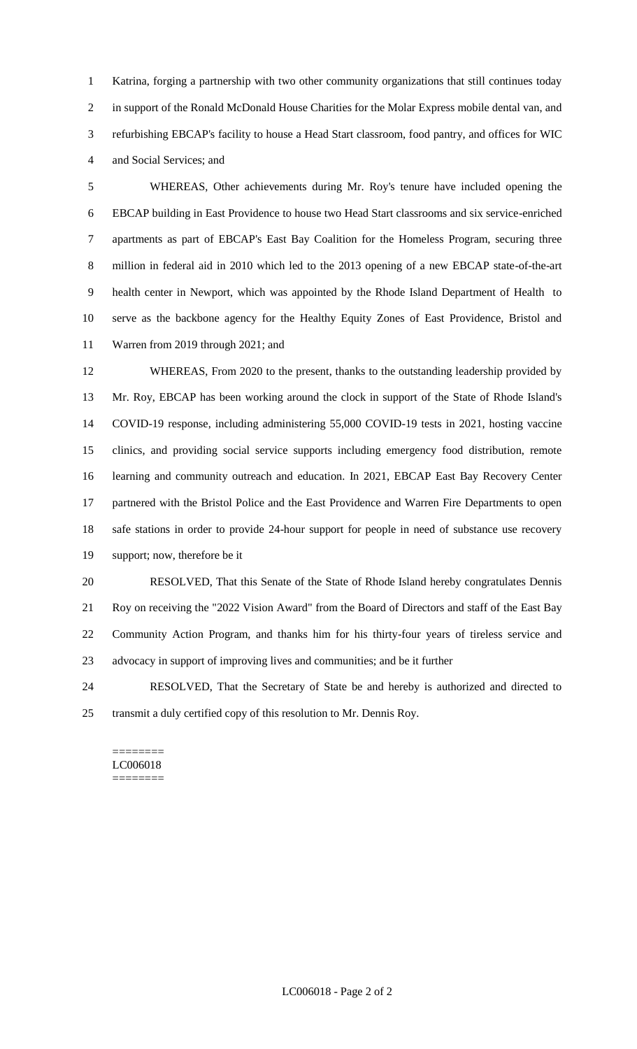Katrina, forging a partnership with two other community organizations that still continues today in support of the Ronald McDonald House Charities for the Molar Express mobile dental van, and refurbishing EBCAP's facility to house a Head Start classroom, food pantry, and offices for WIC and Social Services; and

WHEREAS, Other achievements during Mr. Roy's tenure have included opening the EBCAP building in East Providence to house two Head Start classrooms and six service-enriched apartments as part of EBCAP's East Bay Coalition for the Homeless Program, securing three million in federal aid in 2010 which led to the 2013 opening of a new EBCAP state-of-the-art health center in Newport, which was appointed by the Rhode Island Department of Health to serve as the backbone agency for the Healthy Equity Zones of East Providence, Bristol and Warren from 2019 through 2021; and

WHEREAS, From 2020 to the present, thanks to the outstanding leadership provided by Mr. Roy, EBCAP has been working around the clock in support of the State of Rhode Island's COVID-19 response, including administering 55,000 COVID-19 tests in 2021, hosting vaccine clinics, and providing social service supports including emergency food distribution, remote learning and community outreach and education. In 2021, EBCAP East Bay Recovery Center partnered with the Bristol Police and the East Providence and Warren Fire Departments to open safe stations in order to provide 24-hour support for people in need of substance use recovery support; now, therefore be it

RESOLVED, That this Senate of the State of Rhode Island hereby congratulates Dennis Roy on receiving the "2022 Vision Award" from the Board of Directors and staff of the East Bay Community Action Program, and thanks him for his thirty-four years of tireless service and advocacy in support of improving lives and communities; and be it further

RESOLVED, That the Secretary of State be and hereby is authorized and directed to transmit a duly certified copy of this resolution to Mr. Dennis Roy.

========
LC006018
========